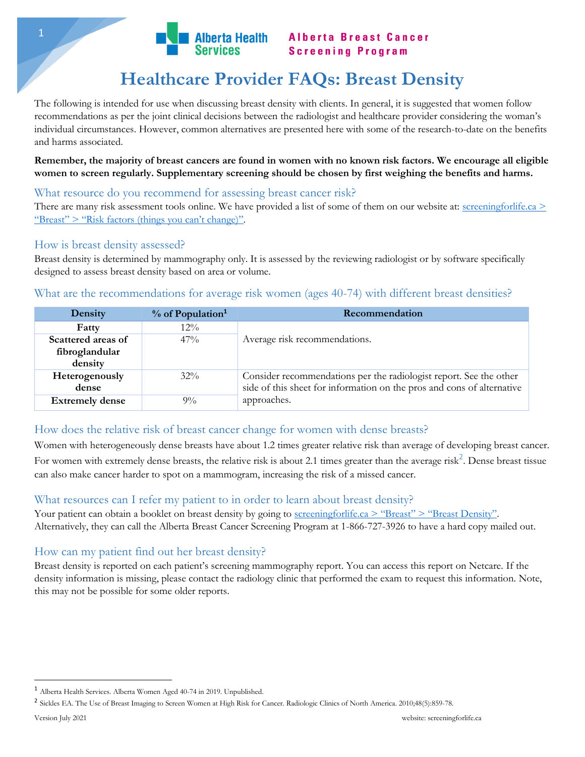Alberta Health Services

Alberta Breast Cancer Screening Program

# Healthcare Provider FAQs: Breast Density

The following is intended for use when discussing breast density with clients. In general, it is suggested that women follow recommendations as per the joint clinical decisions between the radiologist and healthcare provider considering the woman's individual circumstances. However, common alternatives are presented here with some of the research-to-date on the benefits and harms associated.

**Remember, the majority of breast cancers are found in women with no known risk factors. We encourage all eligible women to screen regularly. Supplementary screening should be chosen by first weighing the benefits and harms.**

## What resource do you recommend for assessing breast cancer risk?

There are many risk assessment tools online. We have provided a list of some of them on our website at: screeningforlife.ca > "Breast" > "Risk factors (things you can't change)".

## How is breast density assessed?

Breast density is determined by mammography only. It is assessed by the reviewing radiologist or by software specifically designed to assess breast density based on area or volume.

## What are the recommendations for average risk women (ages 40-74) with different breast densities?

| Density | % of Population[1] | Recommendation |
|---|---|---|
| **Fatty** | 12% | Average risk recommendations. |
| **Scattered areas of fibroglandular density** | 47% | |
| **Heterogenously dense** | 32% | Consider recommendations per the radiologist report. See the other side of this sheet for information on the pros and cons of alternative approaches. |
| **Extremely dense** | 9% | |

## How does the relative risk of breast cancer change for women with dense breasts?

Women with heterogeneously dense breasts have about 1.2 times greater relative risk than average of developing breast cancer. For women with extremely dense breasts, the relative risk is about 2.1 times greater than the average risk[2]. Dense breast tissue can also make cancer harder to spot on a mammogram, increasing the risk of a missed cancer.

## What resources can I refer my patient to in order to learn about breast density?

Your patient can obtain a booklet on breast density by going to screeningforlife.ca > "Breast" > "Breast Density". Alternatively, they can call the Alberta Breast Cancer Screening Program at 1-866-727-3926 to have a hard copy mailed out.

## How can my patient find out her breast density?

Breast density is reported on each patient's screening mammography report. You can access this report on Netcare. If the density information is missing, please contact the radiology clinic that performed the exam to request this information. Note, this may not be possible for some older reports.

---

[1] Alberta Health Services. Alberta Women Aged 40-74 in 2019. Unpublished.

[2] Sickles EA. The Use of Breast Imaging to Screen Women at High Risk for Cancer. Radiologic Clinics of North America. 2010;48(5):859-78.

Version July 2021 website: screeningforlife.ca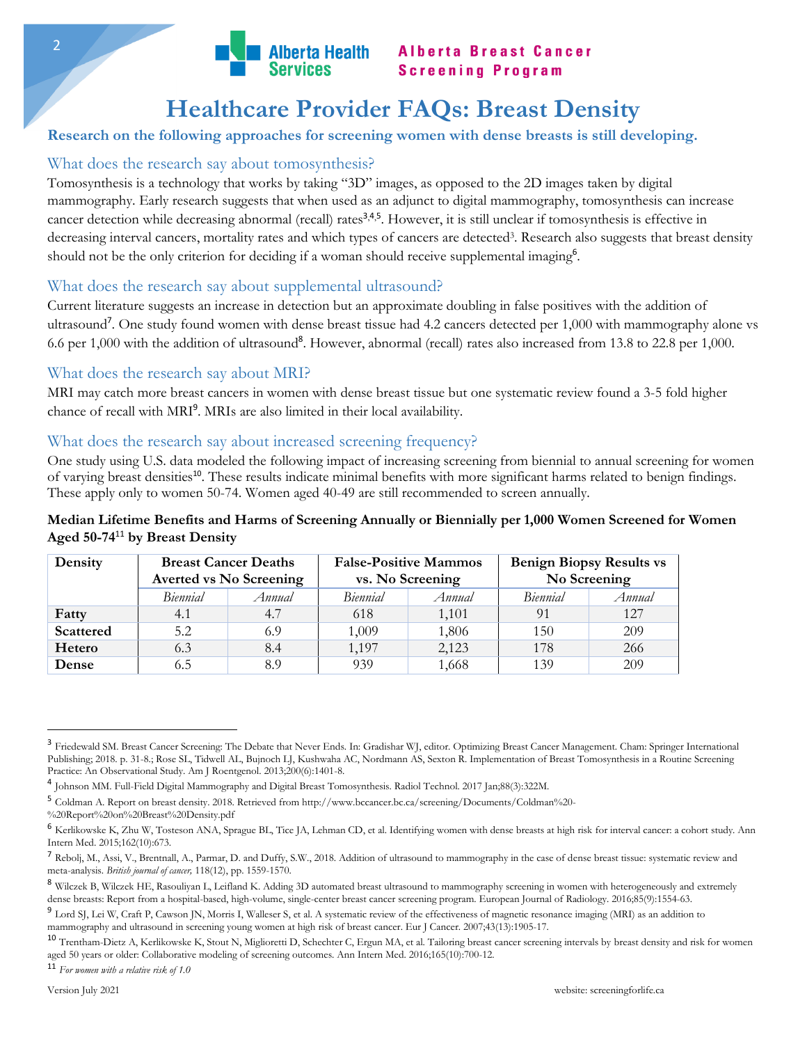# Healthcare Provider FAQs: Breast Density

**Research on the following approaches for screening women with dense breasts is still developing.**

## What does the research say about tomosynthesis?

Tomosynthesis is a technology that works by taking "3D" images, as opposed to the 2D images taken by digital mammography. Early research suggests that when used as an adjunct to digital mammography, tomosynthesis can increase cancer detection while decreasing abnormal (recall) rates[3,4,5]. However, it is still unclear if tomosynthesis is effective in decreasing interval cancers, mortality rates and which types of cancers are detected[3]. Research also suggests that breast density should not be the only criterion for deciding if a woman should receive supplemental imaging[6].

## What does the research say about supplemental ultrasound?

Current literature suggests an increase in detection but an approximate doubling in false positives with the addition of ultrasound[7]. One study found women with dense breast tissue had 4.2 cancers detected per 1,000 with mammography alone vs 6.6 per 1,000 with the addition of ultrasound[8]. However, abnormal (recall) rates also increased from 13.8 to 22.8 per 1,000.

## What does the research say about MRI?

MRI may catch more breast cancers in women with dense breast tissue but one systematic review found a 3-5 fold higher chance of recall with MRI[9]. MRIs are also limited in their local availability.

## What does the research say about increased screening frequency?

One study using U.S. data modeled the following impact of increasing screening from biennial to annual screening for women of varying breast densities[10]. These results indicate minimal benefits with more significant harms related to benign findings. These apply only to women 50-74. Women aged 40-49 are still recommended to screen annually.

**Median Lifetime Benefits and Harms of Screening Annually or Biennially per 1,000 Women Screened for Women Aged 50-74[11] by Breast Density**

| Density | Breast Cancer Deaths Averted vs No Screening | | False-Positive Mammos vs. No Screening | | Benign Biopsy Results vs No Screening | |
|---|---|---|---|---|---|---|
| | *Biennial* | *Annual* | *Biennial* | *Annual* | *Biennial* | *Annual* |
| **Fatty** | 4.1 | 4.7 | 618 | 1,101 | 91 | 127 |
| **Scattered** | 5.2 | 6.9 | 1,009 | 1,806 | 150 | 209 |
| **Hetero** | 6.3 | 8.4 | 1,197 | 2,123 | 178 | 266 |
| **Dense** | 6.5 | 8.9 | 939 | 1,668 | 139 | 209 |

---

[3] Friedewald SM. Breast Cancer Screening: The Debate that Never Ends. In: Gradishar WJ, editor. Optimizing Breast Cancer Management. Cham: Springer International Publishing; 2018. p. 31-8.; Rose SL, Tidwell AL, Bujnoch LJ, Kushwaha AC, Nordmann AS, Sexton R. Implementation of Breast Tomosynthesis in a Routine Screening Practice: An Observational Study. Am J Roentgenol. 2013;200(6):1401-8.

[4] Johnson MM. Full-Field Digital Mammography and Digital Breast Tomosynthesis. Radiol Technol. 2017 Jan;88(3):322M.

[5] Coldman A. Report on breast density. 2018. Retrieved from http://www.bccancer.bc.ca/screening/Documents/Coldman%20-%20Report%20on%20Breast%20Density.pdf

[6] Kerlikowske K, Zhu W, Tosteson ANA, Sprague BL, Tice JA, Lehman CD, et al. Identifying women with dense breasts at high risk for interval cancer: a cohort study. Ann Intern Med. 2015;162(10):673.

[7] Rebolj, M., Assi, V., Brentnall, A., Parmar, D. and Duffy, S.W., 2018. Addition of ultrasound to mammography in the case of dense breast tissue: systematic review and meta-analysis. *British journal of cancer,* 118(12), pp. 1559-1570.

[8] Wilczek B, Wilczek HE, Rasouliyan L, Leifland K. Adding 3D automated breast ultrasound to mammography screening in women with heterogeneously and extremely dense breasts: Report from a hospital-based, high-volume, single-center breast cancer screening program. European Journal of Radiology. 2016;85(9):1554-63.

[9] Lord SJ, Lei W, Craft P, Cawson JN, Morris I, Walleser S, et al. A systematic review of the effectiveness of magnetic resonance imaging (MRI) as an addition to mammography and ultrasound in screening young women at high risk of breast cancer. Eur J Cancer. 2007;43(13):1905-17.

[10] Trentham-Dietz A, Kerlikowske K, Stout N, Miglioretti D, Schechter C, Ergun MA, et al. Tailoring breast cancer screening intervals by breast density and risk for women aged 50 years or older: Collaborative modeling of screening outcomes. Ann Intern Med. 2016;165(10):700-12.

[11] *For women with a relative risk of 1.0*

Version July 2021

website: screeningforlife.ca